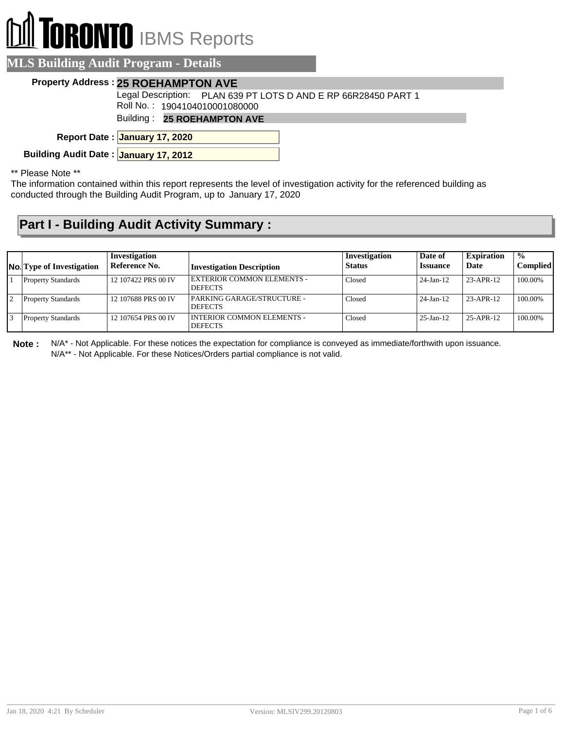# TORONTO IBMS Reports

## MLS Building Audit Program - Details

**Property Address :** **25 ROEHAMPTON AVE**

Legal Description: PLAN 639 PT LOTS D AND E RP 66R28450 PART 1

Roll No. : 1904104010001080000

Building : **25 ROEHAMPTON AVE**

**Report Date :** **January 17, 2020**

**Building Audit Date :** **January 17, 2012**

** Please Note **

The information contained within this report represents the level of investigation activity for the referenced building as conducted through the Building Audit Program, up to January 17, 2020

## Part I - Building Audit Activity Summary :

| No. | Type of Investigation | Investigation Reference No. | Investigation Description | Investigation Status | Date of Issuance | Expiration Date | % Complied |
|---|---|---|---|---|---|---|---|
| 1 | Property Standards | 12 107422 PRS 00 IV | EXTERIOR COMMON ELEMENTS - DEFECTS | Closed | 24-Jan-12 | 23-APR-12 | 100.00% |
| 2 | Property Standards | 12 107688 PRS 00 IV | PARKING GARAGE/STRUCTURE - DEFECTS | Closed | 24-Jan-12 | 23-APR-12 | 100.00% |
| 3 | Property Standards | 12 107654 PRS 00 IV | INTERIOR COMMON ELEMENTS - DEFECTS | Closed | 25-Jan-12 | 25-APR-12 | 100.00% |

**Note :** N/A* - Not Applicable. For these notices the expectation for compliance is conveyed as immediate/forthwith upon issuance.
N/A** - Not Applicable. For these Notices/Orders partial compliance is not valid.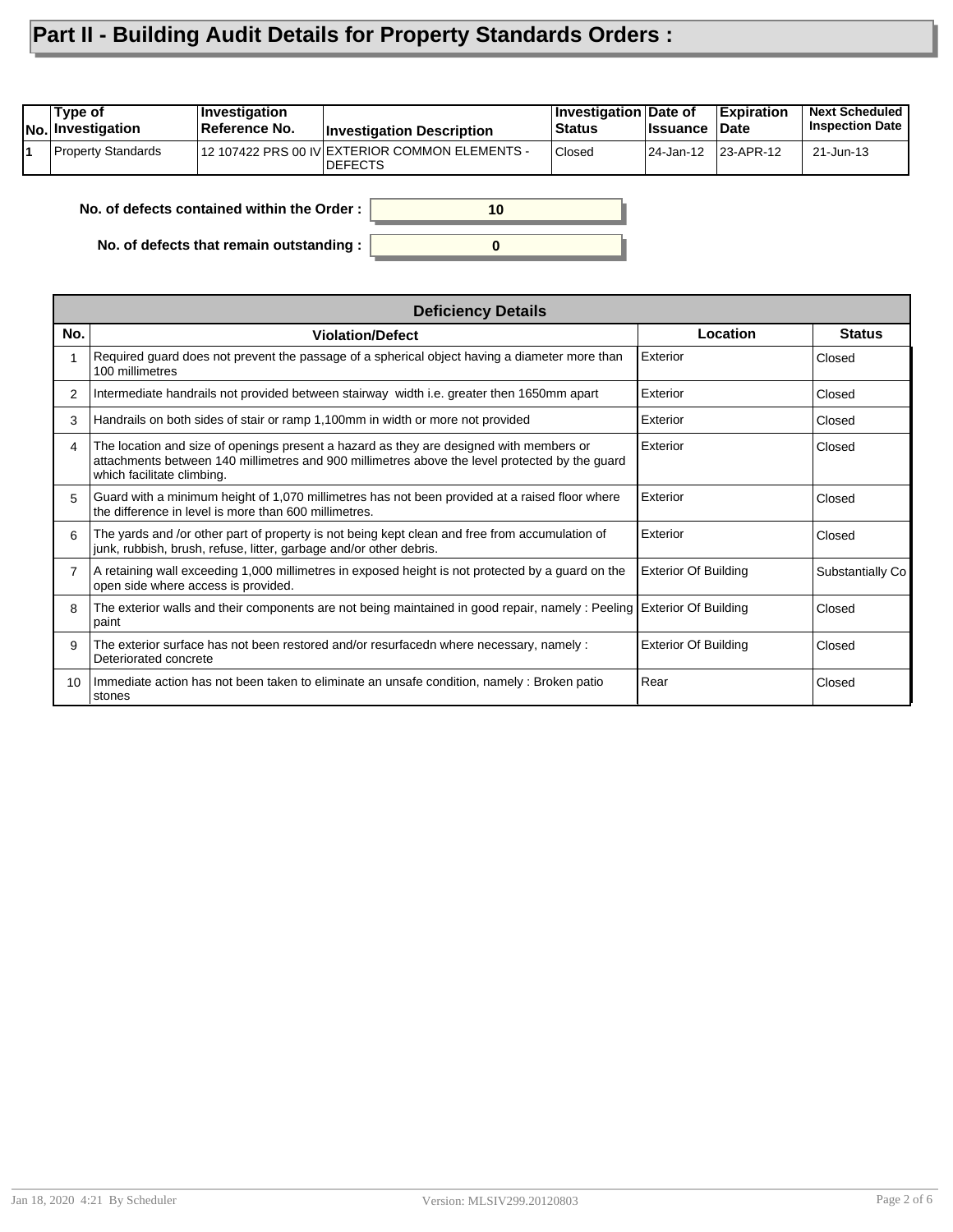# Part II - Building Audit Details for Property Standards Orders :

| No. | Type of Investigation | Investigation Reference No. | Investigation Description | Investigation Status | Date of Issuance | Expiration Date | Next Scheduled Inspection Date |
|---|---|---|---|---|---|---|---|
| 1 | Property Standards | 12 107422 PRS 00 IV | EXTERIOR COMMON ELEMENTS - DEFECTS | Closed | 24-Jan-12 | 23-APR-12 | 21-Jun-13 |

**No. of defects contained within the Order :** 10

**No. of defects that remain outstanding :** 0

**Deficiency Details**

| No. | Violation/Defect | Location | Status |
|---|---|---|---|
| 1 | Required guard does not prevent the passage of a spherical object having a diameter more than 100 millimetres | Exterior | Closed |
| 2 | Intermediate handrails not provided between stairway width i.e. greater then 1650mm apart | Exterior | Closed |
| 3 | Handrails on both sides of stair or ramp 1,100mm in width or more not provided | Exterior | Closed |
| 4 | The location and size of openings present a hazard as they are designed with members or attachments between 140 millimetres and 900 millimetres above the level protected by the guard which facilitate climbing. | Exterior | Closed |
| 5 | Guard with a minimum height of 1,070 millimetres has not been provided at a raised floor where the difference in level is more than 600 millimetres. | Exterior | Closed |
| 6 | The yards and /or other part of property is not being kept clean and free from accumulation of junk, rubbish, brush, refuse, litter, garbage and/or other debris. | Exterior | Closed |
| 7 | A retaining wall exceeding 1,000 millimetres in exposed height is not protected by a guard on the open side where access is provided. | Exterior Of Building | Substantially Co |
| 8 | The exterior walls and their components are not being maintained in good repair, namely : Peeling paint | Exterior Of Building | Closed |
| 9 | The exterior surface has not been restored and/or resurfacedn where necessary, namely : Deteriorated concrete | Exterior Of Building | Closed |
| 10 | Immediate action has not been taken to eliminate an unsafe condition, namely : Broken patio stones | Rear | Closed |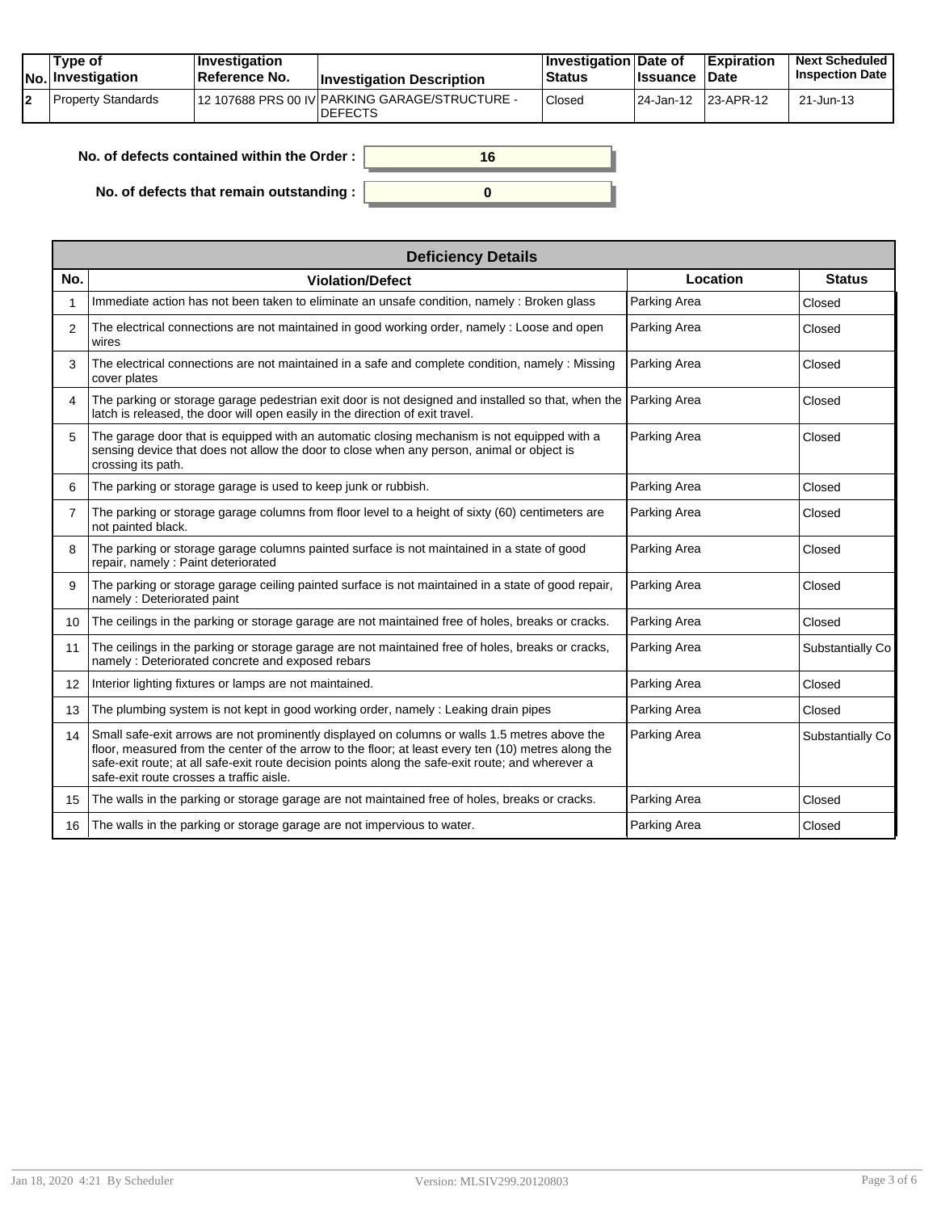| No. | Type of Investigation | Investigation Reference No. | Investigation Description | Investigation Status | Date of Issuance | Expiration Date | Next Scheduled Inspection Date |
|---|---|---|---|---|---|---|---|
| 2 | Property Standards | 12 107688 PRS 00 IV | PARKING GARAGE/STRUCTURE - DEFECTS | Closed | 24-Jan-12 | 23-APR-12 | 21-Jun-13 |

**No. of defects contained within the Order :** 16

**No. of defects that remain outstanding :** 0

| Deficiency Details | | | |
|---|---|---|---|
| **No.** | **Violation/Defect** | **Location** | **Status** |
| 1 | Immediate action has not been taken to eliminate an unsafe condition, namely : Broken glass | Parking Area | Closed |
| 2 | The electrical connections are not maintained in good working order, namely : Loose and open wires | Parking Area | Closed |
| 3 | The electrical connections are not maintained in a safe and complete condition, namely : Missing cover plates | Parking Area | Closed |
| 4 | The parking or storage garage pedestrian exit door is not designed and installed so that, when the latch is released, the door will open easily in the direction of exit travel. | Parking Area | Closed |
| 5 | The garage door that is equipped with an automatic closing mechanism is not equipped with a sensing device that does not allow the door to close when any person, animal or object is crossing its path. | Parking Area | Closed |
| 6 | The parking or storage garage is used to keep junk or rubbish. | Parking Area | Closed |
| 7 | The parking or storage garage columns from floor level to a height of sixty (60) centimeters are not painted black. | Parking Area | Closed |
| 8 | The parking or storage garage columns painted surface is not maintained in a state of good repair, namely : Paint deteriorated | Parking Area | Closed |
| 9 | The parking or storage garage ceiling painted surface is not maintained in a state of good repair, namely : Deteriorated paint | Parking Area | Closed |
| 10 | The ceilings in the parking or storage garage are not maintained free of holes, breaks or cracks. | Parking Area | Closed |
| 11 | The ceilings in the parking or storage garage are not maintained free of holes, breaks or cracks, namely : Deteriorated concrete and exposed rebars | Parking Area | Substantially Co |
| 12 | Interior lighting fixtures or lamps are not maintained. | Parking Area | Closed |
| 13 | The plumbing system is not kept in good working order, namely : Leaking drain pipes | Parking Area | Closed |
| 14 | Small safe-exit arrows are not prominently displayed on columns or walls 1.5 metres above the floor, measured from the center of the arrow to the floor; at least every ten (10) metres along the safe-exit route; at all safe-exit route decision points along the safe-exit route; and wherever a safe-exit route crosses a traffic aisle. | Parking Area | Substantially Co |
| 15 | The walls in the parking or storage garage are not maintained free of holes, breaks or cracks. | Parking Area | Closed |
| 16 | The walls in the parking or storage garage are not impervious to water. | Parking Area | Closed |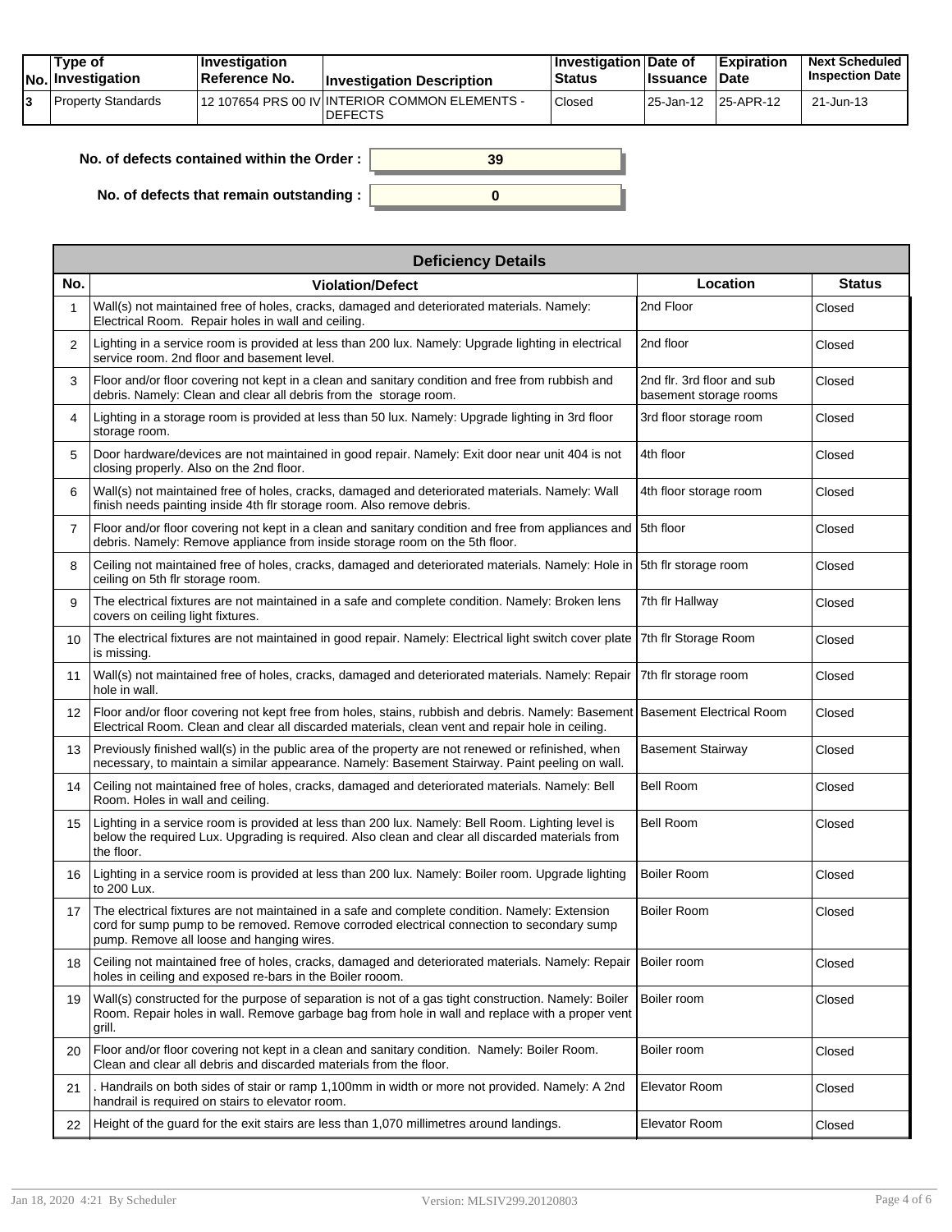| No. | Type of Investigation | Investigation Reference No. | Investigation Description | Investigation Status | Date of Issuance | Expiration Date | Next Scheduled Inspection Date |
|---|---|---|---|---|---|---|---|
| 3 | Property Standards | 12 107654 PRS 00 IV | INTERIOR COMMON ELEMENTS - DEFECTS | Closed | 25-Jan-12 | 25-APR-12 | 21-Jun-13 |

**No. of defects contained within the Order :** 39

**No. of defects that remain outstanding :** 0

## Deficiency Details

| No. | Violation/Defect | Location | Status |
|---|---|---|---|
| 1 | Wall(s) not maintained free of holes, cracks, damaged and deteriorated materials. Namely: Electrical Room. Repair holes in wall and ceiling. | 2nd Floor | Closed |
| 2 | Lighting in a service room is provided at less than 200 lux. Namely: Upgrade lighting in electrical service room. 2nd floor and basement level. | 2nd floor | Closed |
| 3 | Floor and/or floor covering not kept in a clean and sanitary condition and free from rubbish and debris. Namely: Clean and clear all debris from the storage room. | 2nd flr. 3rd floor and sub basement storage rooms | Closed |
| 4 | Lighting in a storage room is provided at less than 50 lux. Namely: Upgrade lighting in 3rd floor storage room. | 3rd floor storage room | Closed |
| 5 | Door hardware/devices are not maintained in good repair. Namely: Exit door near unit 404 is not closing properly. Also on the 2nd floor. | 4th floor | Closed |
| 6 | Wall(s) not maintained free of holes, cracks, damaged and deteriorated materials. Namely: Wall finish needs painting inside 4th flr storage room. Also remove debris. | 4th floor storage room | Closed |
| 7 | Floor and/or floor covering not kept in a clean and sanitary condition and free from appliances and debris. Namely: Remove appliance from inside storage room on the 5th floor. | 5th floor | Closed |
| 8 | Ceiling not maintained free of holes, cracks, damaged and deteriorated materials. Namely: Hole in ceiling on 5th flr storage room. | 5th flr storage room | Closed |
| 9 | The electrical fixtures are not maintained in a safe and complete condition. Namely: Broken lens covers on ceiling light fixtures. | 7th flr Hallway | Closed |
| 10 | The electrical fixtures are not maintained in good repair. Namely: Electrical light switch cover plate is missing. | 7th flr Storage Room | Closed |
| 11 | Wall(s) not maintained free of holes, cracks, damaged and deteriorated materials. Namely: Repair hole in wall. | 7th flr storage room | Closed |
| 12 | Floor and/or floor covering not kept free from holes, stains, rubbish and debris. Namely: Basement Electrical Room. Clean and clear all discarded materials, clean vent and repair hole in ceiling. | Basement Electrical Room | Closed |
| 13 | Previously finished wall(s) in the public area of the property are not renewed or refinished, when necessary, to maintain a similar appearance. Namely: Basement Stairway. Paint peeling on wall. | Basement Stairway | Closed |
| 14 | Ceiling not maintained free of holes, cracks, damaged and deteriorated materials. Namely: Bell Room. Holes in wall and ceiling. | Bell Room | Closed |
| 15 | Lighting in a service room is provided at less than 200 lux. Namely: Bell Room. Lighting level is below the required Lux. Upgrading is required. Also clean and clear all discarded materials from the floor. | Bell Room | Closed |
| 16 | Lighting in a service room is provided at less than 200 lux. Namely: Boiler room. Upgrade lighting to 200 Lux. | Boiler Room | Closed |
| 17 | The electrical fixtures are not maintained in a safe and complete condition. Namely: Extension cord for sump pump to be removed. Remove corroded electrical connection to secondary sump pump. Remove all loose and hanging wires. | Boiler Room | Closed |
| 18 | Ceiling not maintained free of holes, cracks, damaged and deteriorated materials. Namely: Repair holes in ceiling and exposed re-bars in the Boiler rooom. | Boiler room | Closed |
| 19 | Wall(s) constructed for the purpose of separation is not of a gas tight construction. Namely: Boiler Room. Repair holes in wall. Remove garbage bag from hole in wall and replace with a proper vent grill. | Boiler room | Closed |
| 20 | Floor and/or floor covering not kept in a clean and sanitary condition. Namely: Boiler Room. Clean and clear all debris and discarded materials from the floor. | Boiler room | Closed |
| 21 | . Handrails on both sides of stair or ramp 1,100mm in width or more not provided. Namely: A 2nd handrail is required on stairs to elevator room. | Elevator Room | Closed |
| 22 | Height of the guard for the exit stairs are less than 1,070 millimetres around landings. | Elevator Room | Closed |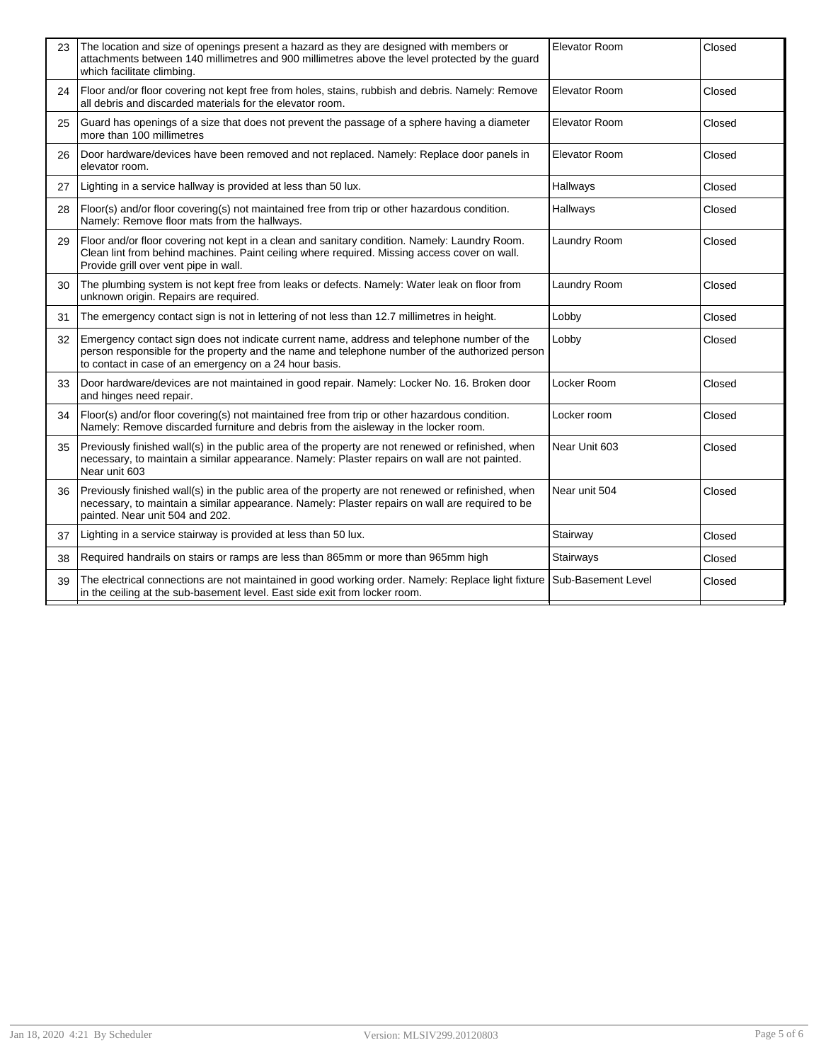| | | | |
|---|---|---|---|
| 23 | The location and size of openings present a hazard as they are designed with members or attachments between 140 millimetres and 900 millimetres above the level protected by the guard which facilitate climbing. | Elevator Room | Closed |
| 24 | Floor and/or floor covering not kept free from holes, stains, rubbish and debris. Namely: Remove all debris and discarded materials for the elevator room. | Elevator Room | Closed |
| 25 | Guard has openings of a size that does not prevent the passage of a sphere having a diameter more than 100 millimetres | Elevator Room | Closed |
| 26 | Door hardware/devices have been removed and not replaced. Namely: Replace door panels in elevator room. | Elevator Room | Closed |
| 27 | Lighting in a service hallway is provided at less than 50 lux. | Hallways | Closed |
| 28 | Floor(s) and/or floor covering(s) not maintained free from trip or other hazardous condition. Namely: Remove floor mats from the hallways. | Hallways | Closed |
| 29 | Floor and/or floor covering not kept in a clean and sanitary condition. Namely: Laundry Room. Clean lint from behind machines. Paint ceiling where required. Missing access cover on wall. Provide grill over vent pipe in wall. | Laundry Room | Closed |
| 30 | The plumbing system is not kept free from leaks or defects. Namely: Water leak on floor from unknown origin. Repairs are required. | Laundry Room | Closed |
| 31 | The emergency contact sign is not in lettering of not less than 12.7 millimetres in height. | Lobby | Closed |
| 32 | Emergency contact sign does not indicate current name, address and telephone number of the person responsible for the property and the name and telephone number of the authorized person to contact in case of an emergency on a 24 hour basis. | Lobby | Closed |
| 33 | Door hardware/devices are not maintained in good repair. Namely: Locker No. 16. Broken door and hinges need repair. | Locker Room | Closed |
| 34 | Floor(s) and/or floor covering(s) not maintained free from trip or other hazardous condition. Namely: Remove discarded furniture and debris from the aisleway in the locker room. | Locker room | Closed |
| 35 | Previously finished wall(s) in the public area of the property are not renewed or refinished, when necessary, to maintain a similar appearance. Namely: Plaster repairs on wall are not painted. Near unit 603 | Near Unit 603 | Closed |
| 36 | Previously finished wall(s) in the public area of the property are not renewed or refinished, when necessary, to maintain a similar appearance. Namely: Plaster repairs on wall are required to be painted. Near unit 504 and 202. | Near unit 504 | Closed |
| 37 | Lighting in a service stairway is provided at less than 50 lux. | Stairway | Closed |
| 38 | Required handrails on stairs or ramps are less than 865mm or more than 965mm high | Stairways | Closed |
| 39 | The electrical connections are not maintained in good working order. Namely: Replace light fixture in the ceiling at the sub-basement level. East side exit from locker room. | Sub-Basement Level | Closed |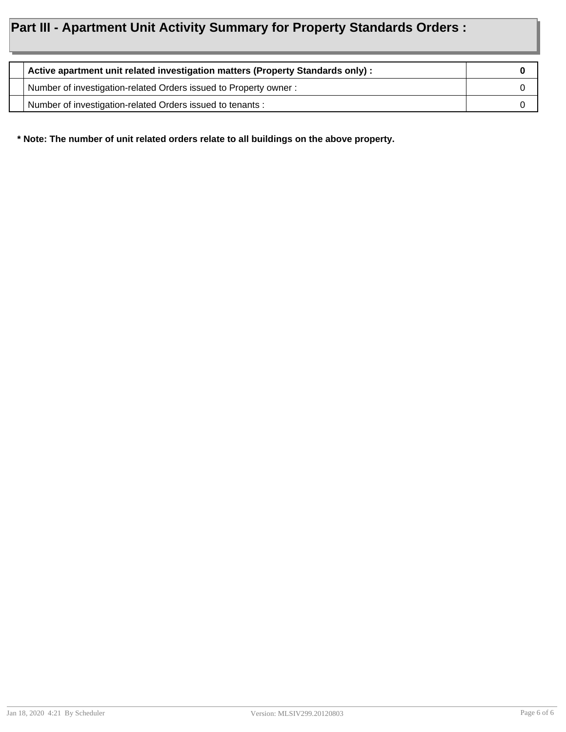## Part III - Apartment Unit Activity Summary for Property Standards Orders :

| | | |
|---|---|---|
| | **Active apartment unit related investigation matters (Property Standards only) :** | **0** |
| | Number of investigation-related Orders issued to Property owner : | 0 |
| | Number of investigation-related Orders issued to tenants : | 0 |

**\* Note: The number of unit related orders relate to all buildings on the above property.**

Jan 18, 2020 4:21 By Scheduler

Version: MLSIV299.20120803